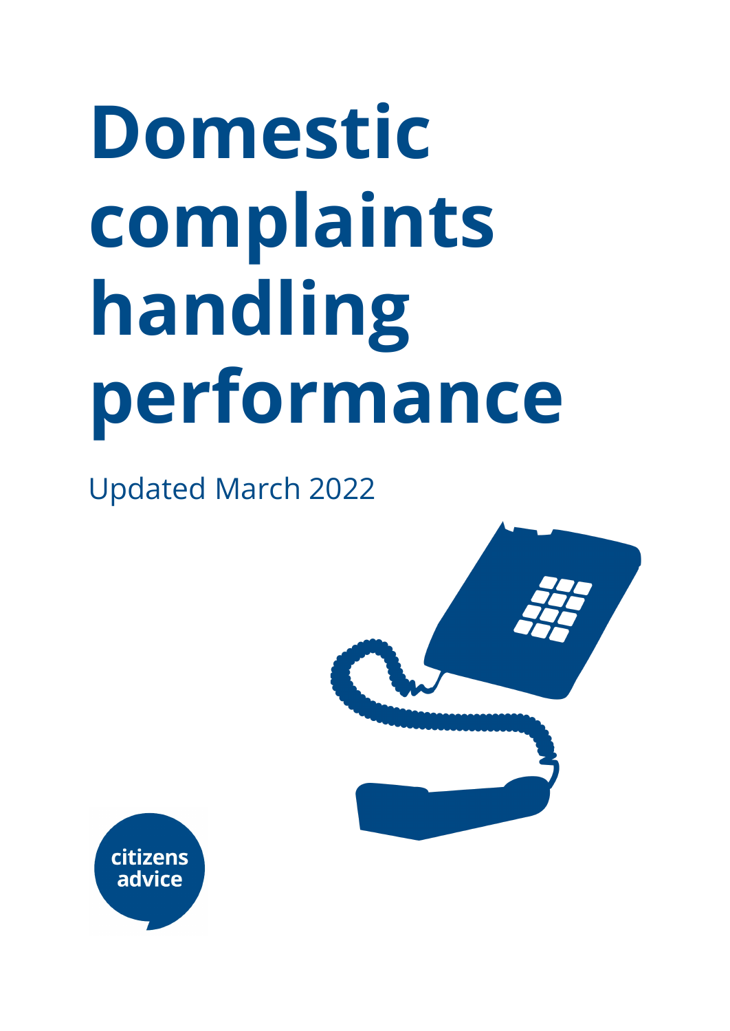# Domestic complaints handling performance

Updated March 2022

citizens advice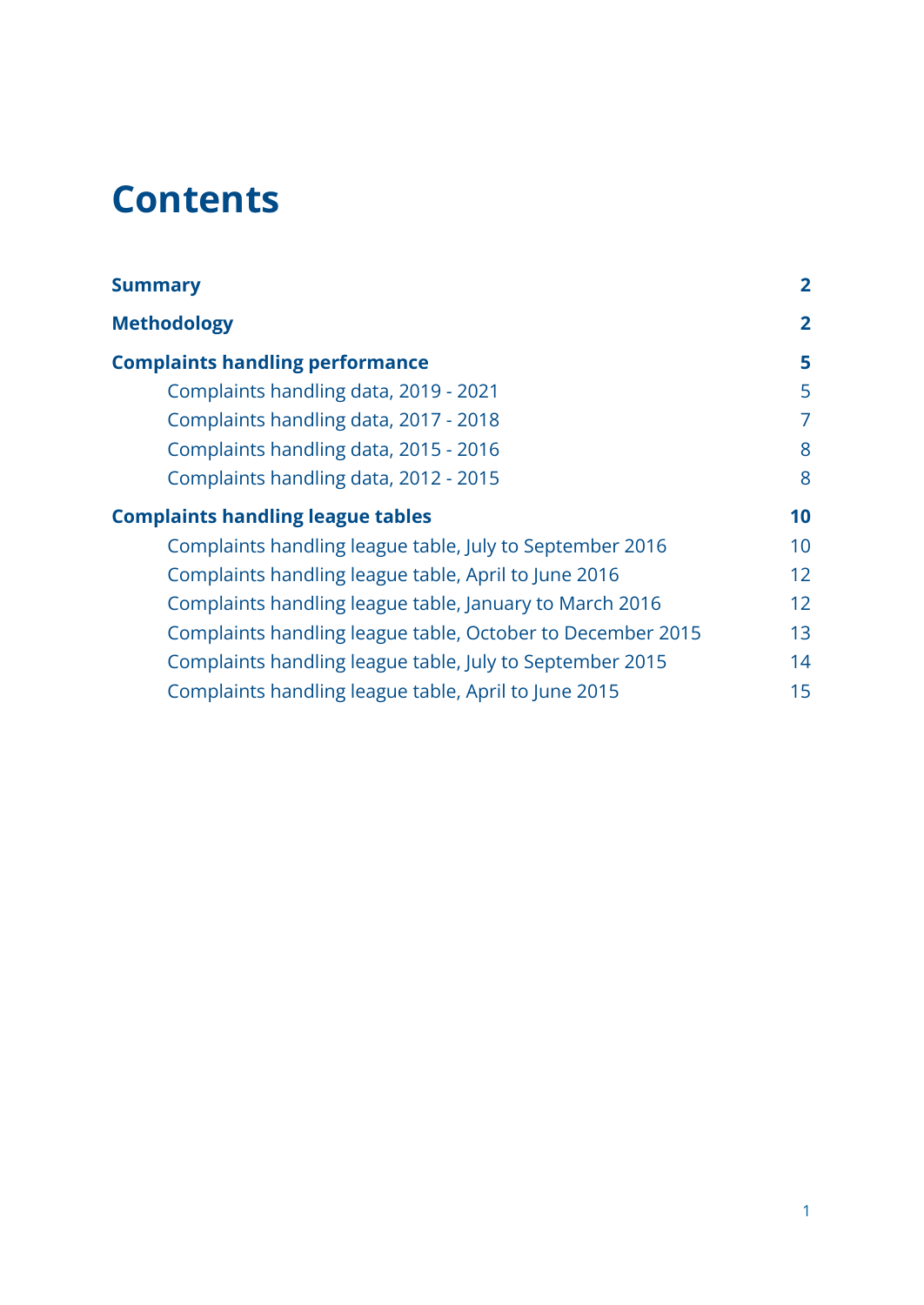# Contents

**Summary** 2

**Methodology** 2

**Complaints handling performance** 5

- Complaints handling data, 2019 - 2021 5
- Complaints handling data, 2017 - 2018 7
- Complaints handling data, 2015 - 2016 8
- Complaints handling data, 2012 - 2015 8

**Complaints handling league tables** 10

- Complaints handling league table, July to September 2016 10
- Complaints handling league table, April to June 2016 12
- Complaints handling league table, January to March 2016 12
- Complaints handling league table, October to December 2015 13
- Complaints handling league table, July to September 2015 14
- Complaints handling league table, April to June 2015 15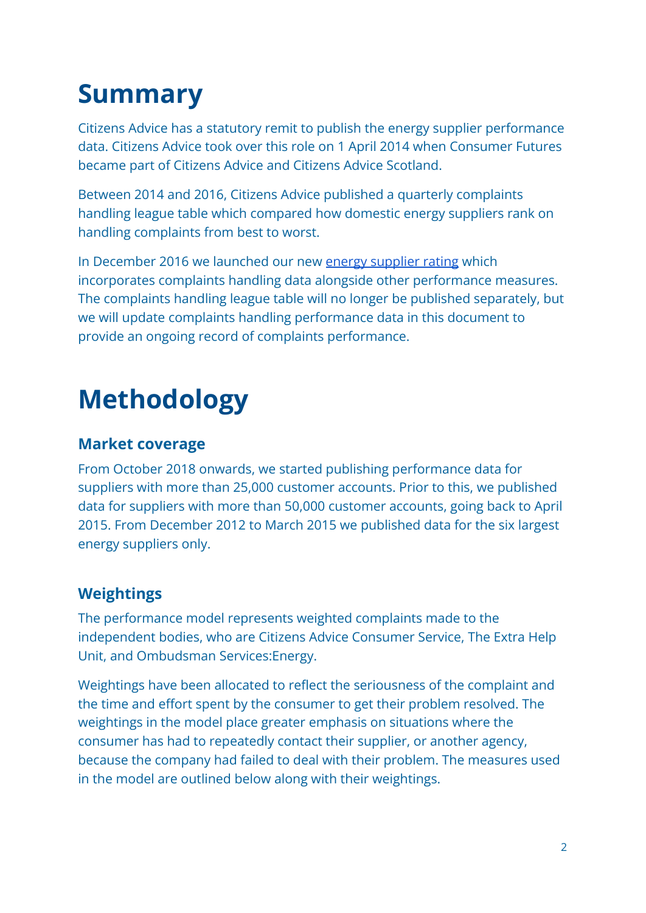# Summary

Citizens Advice has a statutory remit to publish the energy supplier performance data. Citizens Advice took over this role on 1 April 2014 when Consumer Futures became part of Citizens Advice and Citizens Advice Scotland.

Between 2014 and 2016, Citizens Advice published a quarterly complaints handling league table which compared how domestic energy suppliers rank on handling complaints from best to worst.

In December 2016 we launched our new energy supplier rating which incorporates complaints handling data alongside other performance measures. The complaints handling league table will no longer be published separately, but we will update complaints handling performance data in this document to provide an ongoing record of complaints performance.

# Methodology

## Market coverage

From October 2018 onwards, we started publishing performance data for suppliers with more than 25,000 customer accounts. Prior to this, we published data for suppliers with more than 50,000 customer accounts, going back to April 2015. From December 2012 to March 2015 we published data for the six largest energy suppliers only.

## Weightings

The performance model represents weighted complaints made to the independent bodies, who are Citizens Advice Consumer Service, The Extra Help Unit, and Ombudsman Services:Energy.

Weightings have been allocated to reflect the seriousness of the complaint and the time and effort spent by the consumer to get their problem resolved. The weightings in the model place greater emphasis on situations where the consumer has had to repeatedly contact their supplier, or another agency, because the company had failed to deal with their problem. The measures used in the model are outlined below along with their weightings.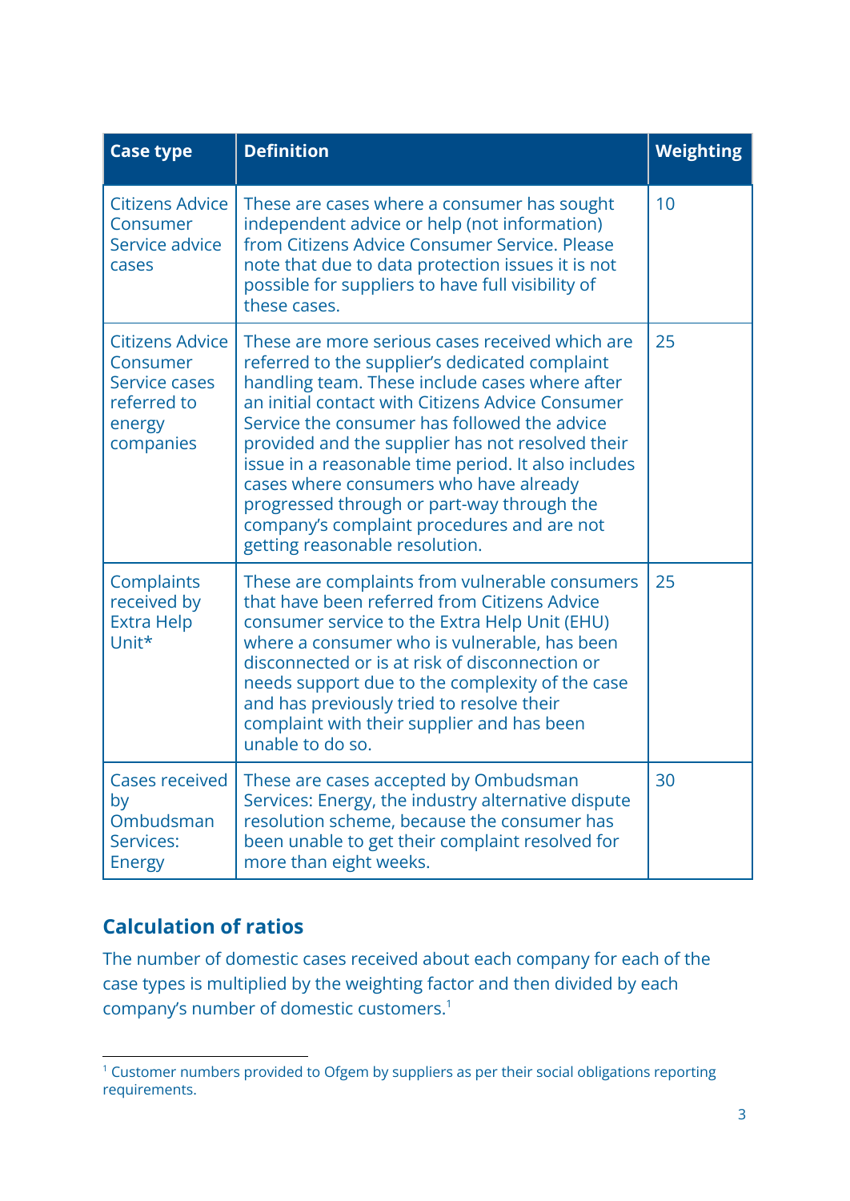| Case type | Definition | Weighting |
|---|---|---|
| Citizens Advice Consumer Service advice cases | These are cases where a consumer has sought independent advice or help (not information) from Citizens Advice Consumer Service. Please note that due to data protection issues it is not possible for suppliers to have full visibility of these cases. | 10 |
| Citizens Advice Consumer Service cases referred to energy companies | These are more serious cases received which are referred to the supplier's dedicated complaint handling team. These include cases where after an initial contact with Citizens Advice Consumer Service the consumer has followed the advice provided and the supplier has not resolved their issue in a reasonable time period. It also includes cases where consumers who have already progressed through or part-way through the company's complaint procedures and are not getting reasonable resolution. | 25 |
| Complaints received by Extra Help Unit* | These are complaints from vulnerable consumers that have been referred from Citizens Advice consumer service to the Extra Help Unit (EHU) where a consumer who is vulnerable, has been disconnected or is at risk of disconnection or needs support due to the complexity of the case and has previously tried to resolve their complaint with their supplier and has been unable to do so. | 25 |
| Cases received by Ombudsman Services: Energy | These are cases accepted by Ombudsman Services: Energy, the industry alternative dispute resolution scheme, because the consumer has been unable to get their complaint resolved for more than eight weeks. | 30 |

## Calculation of ratios

The number of domestic cases received about each company for each of the case types is multiplied by the weighting factor and then divided by each company's number of domestic customers.[1]

[1] Customer numbers provided to Ofgem by suppliers as per their social obligations reporting requirements.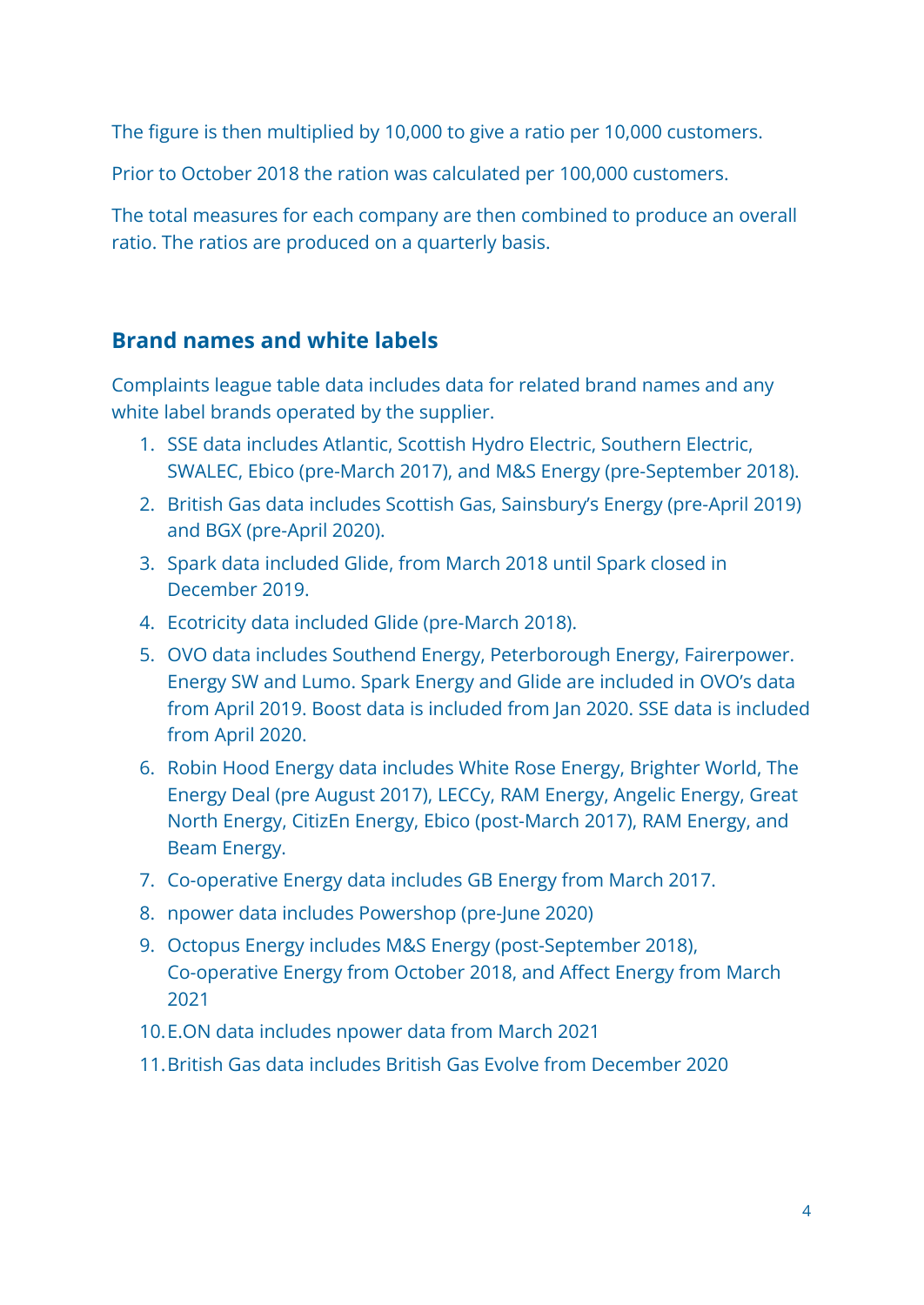The figure is then multiplied by 10,000 to give a ratio per 10,000 customers.

Prior to October 2018 the ration was calculated per 100,000 customers.

The total measures for each company are then combined to produce an overall ratio. The ratios are produced on a quarterly basis.

## Brand names and white labels

Complaints league table data includes data for related brand names and any white label brands operated by the supplier.

1. SSE data includes Atlantic, Scottish Hydro Electric, Southern Electric, SWALEC, Ebico (pre-March 2017), and M&S Energy (pre-September 2018).
2. British Gas data includes Scottish Gas, Sainsbury's Energy (pre-April 2019) and BGX (pre-April 2020).
3. Spark data included Glide, from March 2018 until Spark closed in December 2019.
4. Ecotricity data included Glide (pre-March 2018).
5. OVO data includes Southend Energy, Peterborough Energy, Fairerpower. Energy SW and Lumo. Spark Energy and Glide are included in OVO's data from April 2019. Boost data is included from Jan 2020. SSE data is included from April 2020.
6. Robin Hood Energy data includes White Rose Energy, Brighter World, The Energy Deal (pre August 2017), LECCy, RAM Energy, Angelic Energy, Great North Energy, CitizEn Energy, Ebico (post-March 2017), RAM Energy, and Beam Energy.
7. Co-operative Energy data includes GB Energy from March 2017.
8. npower data includes Powershop (pre-June 2020)
9. Octopus Energy includes M&S Energy (post-September 2018), Co-operative Energy from October 2018, and Affect Energy from March 2021
10. E.ON data includes npower data from March 2021
11. British Gas data includes British Gas Evolve from December 2020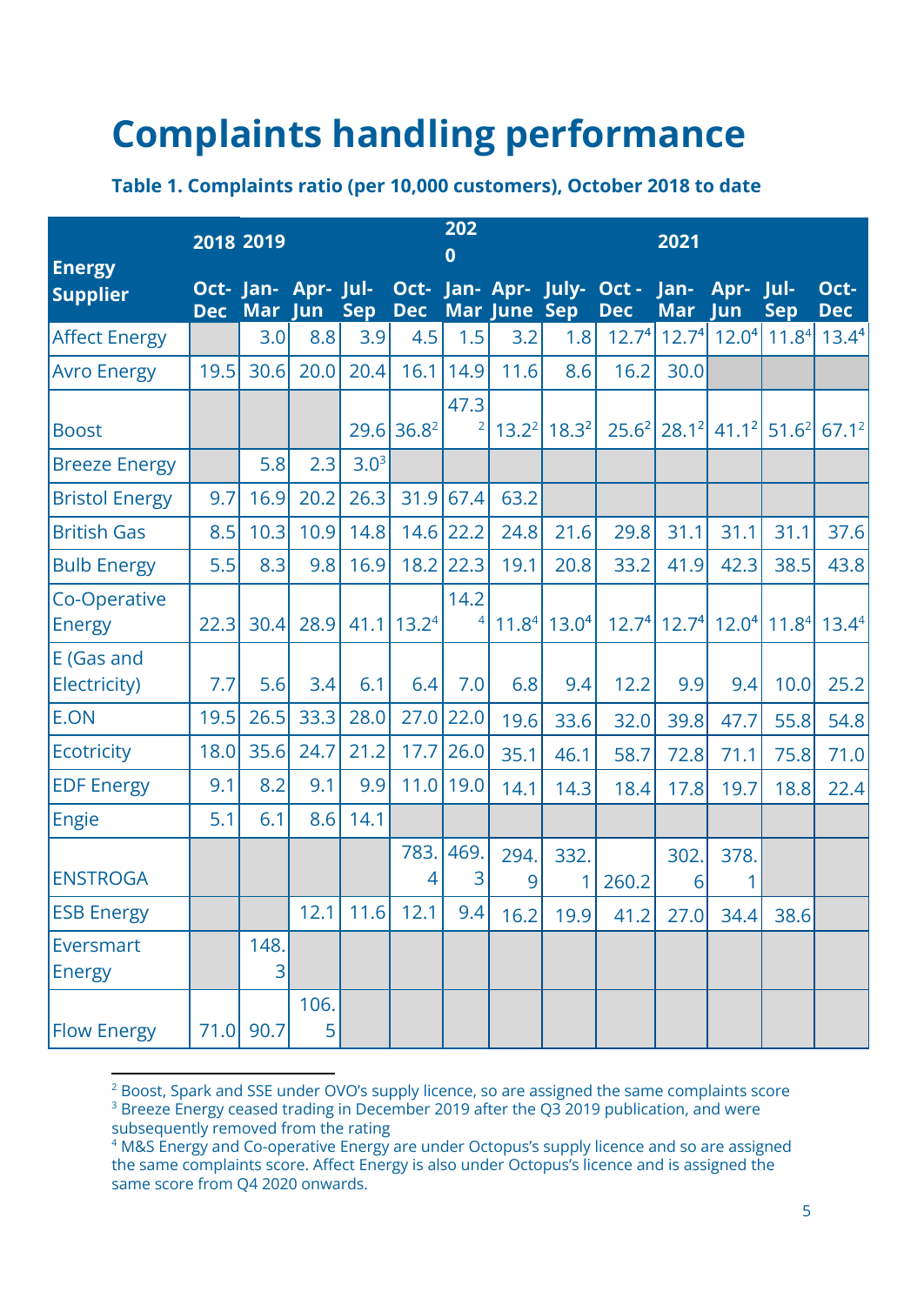# Complaints handling performance

**Table 1. Complaints ratio (per 10,000 customers), October 2018 to date**

| Energy Supplier | 2018 | 2019 | | | | 2020 | | | | 2021 | | | |
|---|---|---|---|---|---|---|---|---|---|---|---|---|---|
| | Oct-Dec | Jan-Mar | Apr-Jun | Jul-Sep | Oct-Dec | Jan-Mar | Apr-June | July-Sep | Oct - Dec | Jan-Mar | Apr-Jun | Jul-Sep | Oct-Dec |
| Affect Energy | | 3.0 | 8.8 | 3.9 | 4.5 | 1.5 | 3.2 | 1.8 | 12.7[4] | 12.7[4] | 12.0[4] | 11.8[4] | 13.4[4] |
| Avro Energy | 19.5 | 30.6 | 20.0 | 20.4 | 16.1 | 14.9 | 11.6 | 8.6 | 16.2 | 30.0 | | | |
| Boost | | | | 29.6 | 36.8[2] | 47.3[2] | 13.2[2] | 18.3[2] | 25.6[2] | 28.1[2] | 41.1[2] | 51.6[2] | 67.1[2] |
| Breeze Energy | | 5.8 | 2.3 | 3.0[3] | | | | | | | | | |
| Bristol Energy | 9.7 | 16.9 | 20.2 | 26.3 | 31.9 | 67.4 | 63.2 | | | | | | |
| British Gas | 8.5 | 10.3 | 10.9 | 14.8 | 14.6 | 22.2 | 24.8 | 21.6 | 29.8 | 31.1 | 31.1 | 31.1 | 37.6 |
| Bulb Energy | 5.5 | 8.3 | 9.8 | 16.9 | 18.2 | 22.3 | 19.1 | 20.8 | 33.2 | 41.9 | 42.3 | 38.5 | 43.8 |
| Co-Operative Energy | 22.3 | 30.4 | 28.9 | 41.1 | 13.2[4] | 14.2[4] | 11.8[4] | 13.0[4] | 12.7[4] | 12.7[4] | 12.0[4] | 11.8[4] | 13.4[4] |
| E (Gas and Electricity) | 7.7 | 5.6 | 3.4 | 6.1 | 6.4 | 7.0 | 6.8 | 9.4 | 12.2 | 9.9 | 9.4 | 10.0 | 25.2 |
| E.ON | 19.5 | 26.5 | 33.3 | 28.0 | 27.0 | 22.0 | 19.6 | 33.6 | 32.0 | 39.8 | 47.7 | 55.8 | 54.8 |
| Ecotricity | 18.0 | 35.6 | 24.7 | 21.2 | 17.7 | 26.0 | 35.1 | 46.1 | 58.7 | 72.8 | 71.1 | 75.8 | 71.0 |
| EDF Energy | 9.1 | 8.2 | 9.1 | 9.9 | 11.0 | 19.0 | 14.1 | 14.3 | 18.4 | 17.8 | 19.7 | 18.8 | 22.4 |
| Engie | 5.1 | 6.1 | 8.6 | 14.1 | | | | | | | | | |
| ENSTROGA | | | | | 783.4 | 469.3 | 294.9 | 332.1 | 260.2 | 302.6 | 378.1 | | |
| ESB Energy | | | 12.1 | 11.6 | 12.1 | 9.4 | 16.2 | 19.9 | 41.2 | 27.0 | 34.4 | 38.6 | |
| Eversmart Energy | | 148.3 | | | | | | | | | | | |
| Flow Energy | 71.0 | 90.7 | 106.5 | | | | | | | | | | |

[2] Boost, Spark and SSE under OVO's supply licence, so are assigned the same complaints score

[3] Breeze Energy ceased trading in December 2019 after the Q3 2019 publication, and were subsequently removed from the rating

[4] M&S Energy and Co-operative Energy are under Octopus's supply licence and so are assigned the same complaints score. Affect Energy is also under Octopus's licence and is assigned the same score from Q4 2020 onwards.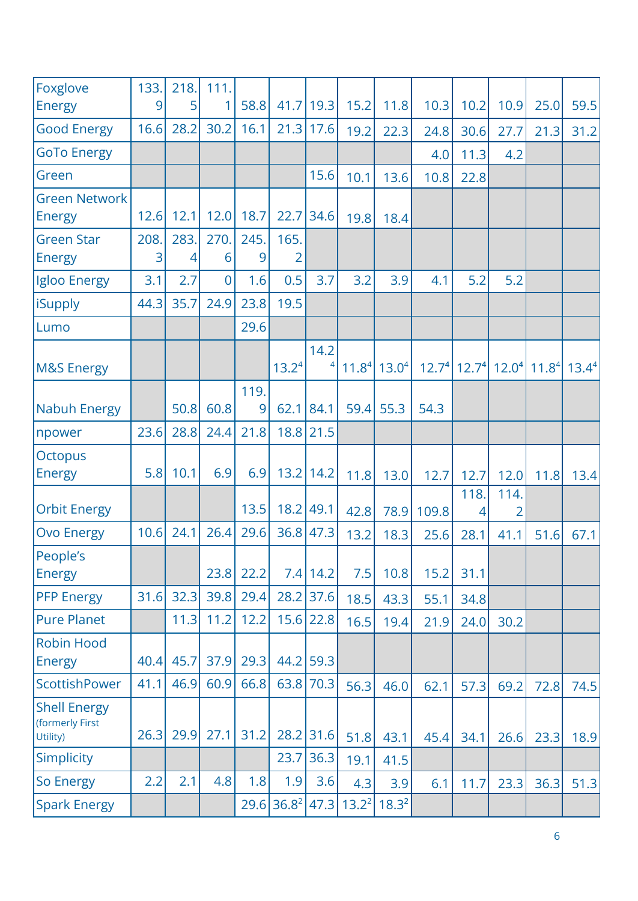| | | | | | | | | | | | | | |
|---|---|---|---|---|---|---|---|---|---|---|---|---|---|
| Foxglove Energy | 133.9 | 218.5 | 111.1 | 58.8 | 41.7 | 19.3 | 15.2 | 11.8 | 10.3 | 10.2 | 10.9 | 25.0 | 59.5 |
| Good Energy | 16.6 | 28.2 | 30.2 | 16.1 | 21.3 | 17.6 | 19.2 | 22.3 | 24.8 | 30.6 | 27.7 | 21.3 | 31.2 |
| GoTo Energy | | | | | | | | | 4.0 | 11.3 | 4.2 | | |
| Green | | | | | | 15.6 | 10.1 | 13.6 | 10.8 | 22.8 | | | |
| Green Network Energy | 12.6 | 12.1 | 12.0 | 18.7 | 22.7 | 34.6 | 19.8 | 18.4 | | | | | |
| Green Star Energy | 208.3 | 283.4 | 270.6 | 245.9 | 165.2 | | | | | | | | |
| Igloo Energy | 3.1 | 2.7 | 0 | 1.6 | 0.5 | 3.7 | 3.2 | 3.9 | 4.1 | 5.2 | 5.2 | | |
| iSupply | 44.3 | 35.7 | 24.9 | 23.8 | 19.5 | | | | | | | | |
| Lumo | | | | 29.6 | | | | | | | | | |
| M&S Energy | | | | | 13.2[4] | 14.2[4] | 11.8[4] | 13.0[4] | 12.7[4] | 12.7[4] | 12.0[4] | 11.8[4] | 13.4[4] |
| Nabuh Energy | | 50.8 | 60.8 | 119.9 | 62.1 | 84.1 | 59.4 | 55.3 | 54.3 | | | | |
| npower | 23.6 | 28.8 | 24.4 | 21.8 | 18.8 | 21.5 | | | | | | | |
| Octopus Energy | 5.8 | 10.1 | 6.9 | 6.9 | 13.2 | 14.2 | 11.8 | 13.0 | 12.7 | 12.7 | 12.0 | 11.8 | 13.4 |
| Orbit Energy | | | | 13.5 | 18.2 | 49.1 | 42.8 | 78.9 | 109.8 | 118.4 | 114.2 | | |
| Ovo Energy | 10.6 | 24.1 | 26.4 | 29.6 | 36.8 | 47.3 | 13.2 | 18.3 | 25.6 | 28.1 | 41.1 | 51.6 | 67.1 |
| People's Energy | | | 23.8 | 22.2 | 7.4 | 14.2 | 7.5 | 10.8 | 15.2 | 31.1 | | | |
| PFP Energy | 31.6 | 32.3 | 39.8 | 29.4 | 28.2 | 37.6 | 18.5 | 43.3 | 55.1 | 34.8 | | | |
| Pure Planet | | 11.3 | 11.2 | 12.2 | 15.6 | 22.8 | 16.5 | 19.4 | 21.9 | 24.0 | 30.2 | | |
| Robin Hood Energy | 40.4 | 45.7 | 37.9 | 29.3 | 44.2 | 59.3 | | | | | | | |
| ScottishPower | 41.1 | 46.9 | 60.9 | 66.8 | 63.8 | 70.3 | 56.3 | 46.0 | 62.1 | 57.3 | 69.2 | 72.8 | 74.5 |
| Shell Energy (formerly First Utility) | 26.3 | 29.9 | 27.1 | 31.2 | 28.2 | 31.6 | 51.8 | 43.1 | 45.4 | 34.1 | 26.6 | 23.3 | 18.9 |
| Simplicity | | | | | 23.7 | 36.3 | 19.1 | 41.5 | | | | | |
| So Energy | 2.2 | 2.1 | 4.8 | 1.8 | 1.9 | 3.6 | 4.3 | 3.9 | 6.1 | 11.7 | 23.3 | 36.3 | 51.3 |
| Spark Energy | | | | 29.6 | 36.8[2] | 47.3 | 13.2[2] | 18.3[2] | | | | | |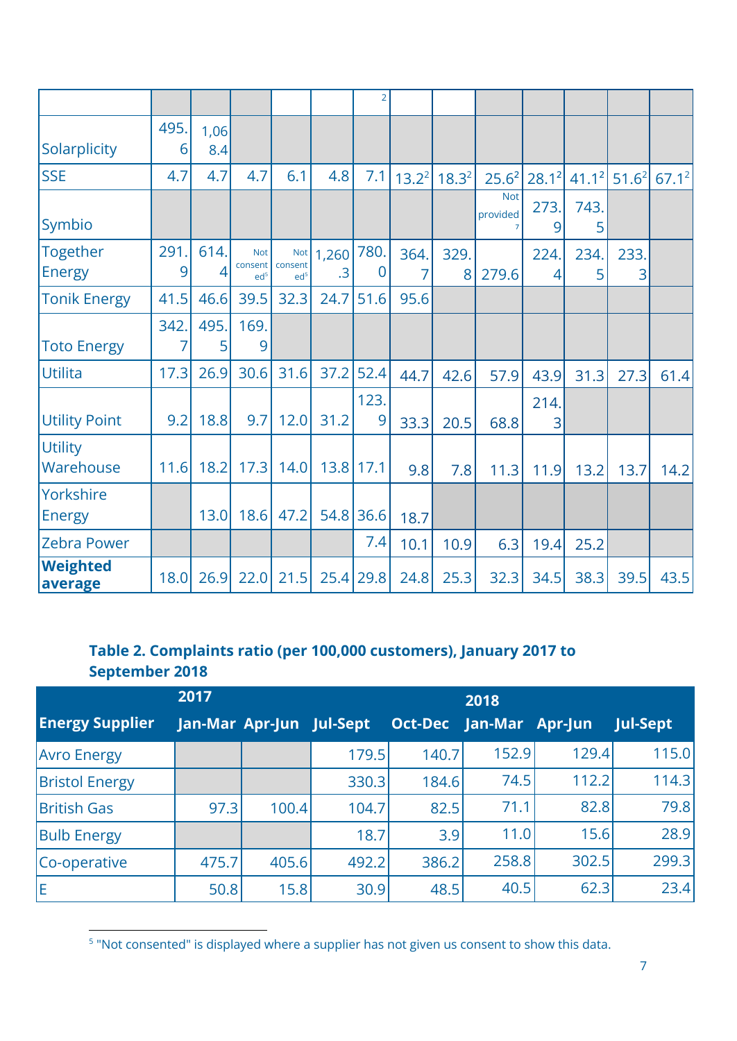| | | | | | | 2 | | | | | | | |
|---|---|---|---|---|---|---|---|---|---|---|---|---|---|
| Solarplicity | 495.6 | 1,068.4 | | | | | | | | | | | |
| SSE | 4.7 | 4.7 | 4.7 | 6.1 | 4.8 | 7.1 | 13.2[2] | 18.3[2] | 25.6[2] | 28.1[2] | 41.1[2] | 51.6[2] | 67.1[2] |
| Symbio | | | | | | | | | Not provided[7] | 273.9 | 743.5 | | |
| Together Energy | 291.9 | 614.4 | Not consented[5] | Not consented[5] | 1,260.3 | 780.0 | 364.7 | 329.8 | 279.6 | 224.4 | 234.5 | 233.3 | |
| Tonik Energy | 41.5 | 46.6 | 39.5 | 32.3 | 24.7 | 51.6 | 95.6 | | | | | | |
| Toto Energy | 342.7 | 495.5 | 169.9 | | | | | | | | | | |
| Utilita | 17.3 | 26.9 | 30.6 | 31.6 | 37.2 | 52.4 | 44.7 | 42.6 | 57.9 | 43.9 | 31.3 | 27.3 | 61.4 |
| Utility Point | 9.2 | 18.8 | 9.7 | 12.0 | 31.2 | 123.9 | 33.3 | 20.5 | 68.8 | 214.3 | | | |
| Utility Warehouse | 11.6 | 18.2 | 17.3 | 14.0 | 13.8 | 17.1 | 9.8 | 7.8 | 11.3 | 11.9 | 13.2 | 13.7 | 14.2 |
| Yorkshire Energy | | 13.0 | 18.6 | 47.2 | 54.8 | 36.6 | 18.7 | | | | | | |
| Zebra Power | | | | | | 7.4 | 10.1 | 10.9 | 6.3 | 19.4 | 25.2 | | |
| **Weighted average** | 18.0 | 26.9 | 22.0 | 21.5 | 25.4 | 29.8 | 24.8 | 25.3 | 32.3 | 34.5 | 38.3 | 39.5 | 43.5 |

**Table 2. Complaints ratio (per 100,000 customers), January 2017 to September 2018**

| | 2017 | | | | 2018 | | |
|---|---|---|---|---|---|---|---|
| **Energy Supplier** | **Jan-Mar** | **Apr-Jun** | **Jul-Sept** | **Oct-Dec** | **Jan-Mar** | **Apr-Jun** | **Jul-Sept** |
| Avro Energy | | | 179.5 | 140.7 | 152.9 | 129.4 | 115.0 |
| Bristol Energy | | | 330.3 | 184.6 | 74.5 | 112.2 | 114.3 |
| British Gas | 97.3 | 100.4 | 104.7 | 82.5 | 71.1 | 82.8 | 79.8 |
| Bulb Energy | | | 18.7 | 3.9 | 11.0 | 15.6 | 28.9 |
| Co-operative | 475.7 | 405.6 | 492.2 | 386.2 | 258.8 | 302.5 | 299.3 |
| E | 50.8 | 15.8 | 30.9 | 48.5 | 40.5 | 62.3 | 23.4 |

[5] "Not consented" is displayed where a supplier has not given us consent to show this data.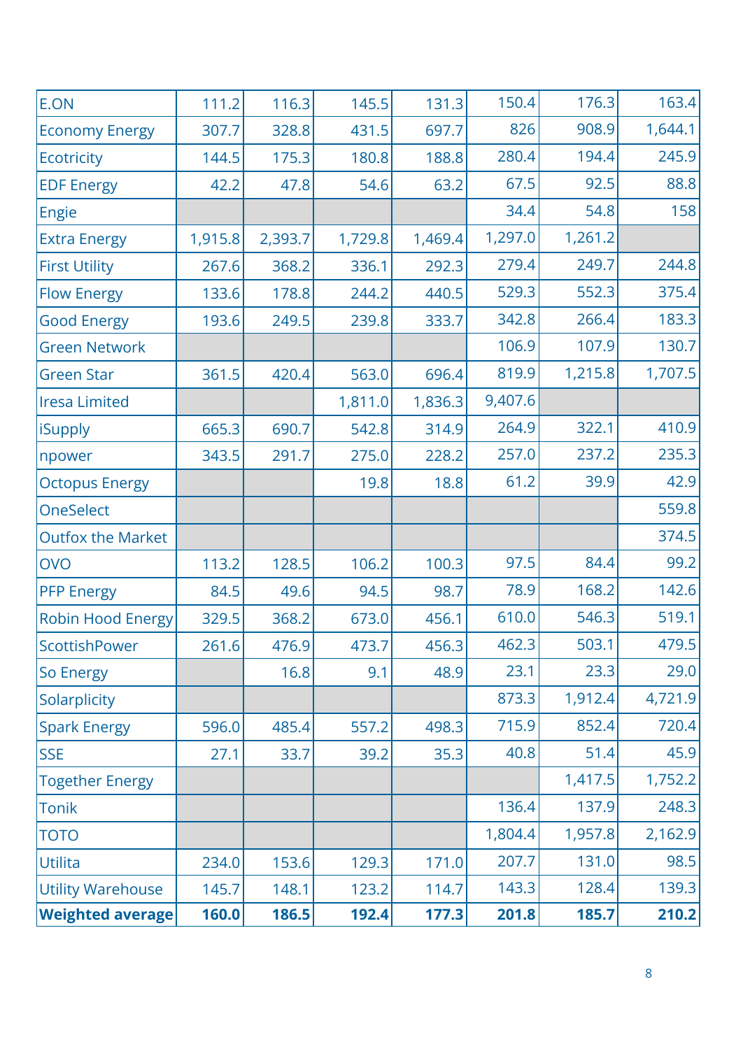| | | | | | | | |
|---|---|---|---|---|---|---|---|
| E.ON | 111.2 | 116.3 | 145.5 | 131.3 | 150.4 | 176.3 | 163.4 |
| Economy Energy | 307.7 | 328.8 | 431.5 | 697.7 | 826 | 908.9 | 1,644.1 |
| Ecotricity | 144.5 | 175.3 | 180.8 | 188.8 | 280.4 | 194.4 | 245.9 |
| EDF Energy | 42.2 | 47.8 | 54.6 | 63.2 | 67.5 | 92.5 | 88.8 |
| Engie | | | | | 34.4 | 54.8 | 158 |
| Extra Energy | 1,915.8 | 2,393.7 | 1,729.8 | 1,469.4 | 1,297.0 | 1,261.2 | |
| First Utility | 267.6 | 368.2 | 336.1 | 292.3 | 279.4 | 249.7 | 244.8 |
| Flow Energy | 133.6 | 178.8 | 244.2 | 440.5 | 529.3 | 552.3 | 375.4 |
| Good Energy | 193.6 | 249.5 | 239.8 | 333.7 | 342.8 | 266.4 | 183.3 |
| Green Network | | | | | 106.9 | 107.9 | 130.7 |
| Green Star | 361.5 | 420.4 | 563.0 | 696.4 | 819.9 | 1,215.8 | 1,707.5 |
| Iresa Limited | | | 1,811.0 | 1,836.3 | 9,407.6 | | |
| iSupply | 665.3 | 690.7 | 542.8 | 314.9 | 264.9 | 322.1 | 410.9 |
| npower | 343.5 | 291.7 | 275.0 | 228.2 | 257.0 | 237.2 | 235.3 |
| Octopus Energy | | | 19.8 | 18.8 | 61.2 | 39.9 | 42.9 |
| OneSelect | | | | | | | 559.8 |
| Outfox the Market | | | | | | | 374.5 |
| OVO | 113.2 | 128.5 | 106.2 | 100.3 | 97.5 | 84.4 | 99.2 |
| PFP Energy | 84.5 | 49.6 | 94.5 | 98.7 | 78.9 | 168.2 | 142.6 |
| Robin Hood Energy | 329.5 | 368.2 | 673.0 | 456.1 | 610.0 | 546.3 | 519.1 |
| ScottishPower | 261.6 | 476.9 | 473.7 | 456.3 | 462.3 | 503.1 | 479.5 |
| So Energy | | 16.8 | 9.1 | 48.9 | 23.1 | 23.3 | 29.0 |
| Solarplicity | | | | | 873.3 | 1,912.4 | 4,721.9 |
| Spark Energy | 596.0 | 485.4 | 557.2 | 498.3 | 715.9 | 852.4 | 720.4 |
| SSE | 27.1 | 33.7 | 39.2 | 35.3 | 40.8 | 51.4 | 45.9 |
| Together Energy | | | | | | 1,417.5 | 1,752.2 |
| Tonik | | | | | 136.4 | 137.9 | 248.3 |
| TOTO | | | | | 1,804.4 | 1,957.8 | 2,162.9 |
| Utilita | 234.0 | 153.6 | 129.3 | 171.0 | 207.7 | 131.0 | 98.5 |
| Utility Warehouse | 145.7 | 148.1 | 123.2 | 114.7 | 143.3 | 128.4 | 139.3 |
| **Weighted average** | **160.0** | **186.5** | **192.4** | **177.3** | **201.8** | **185.7** | **210.2** |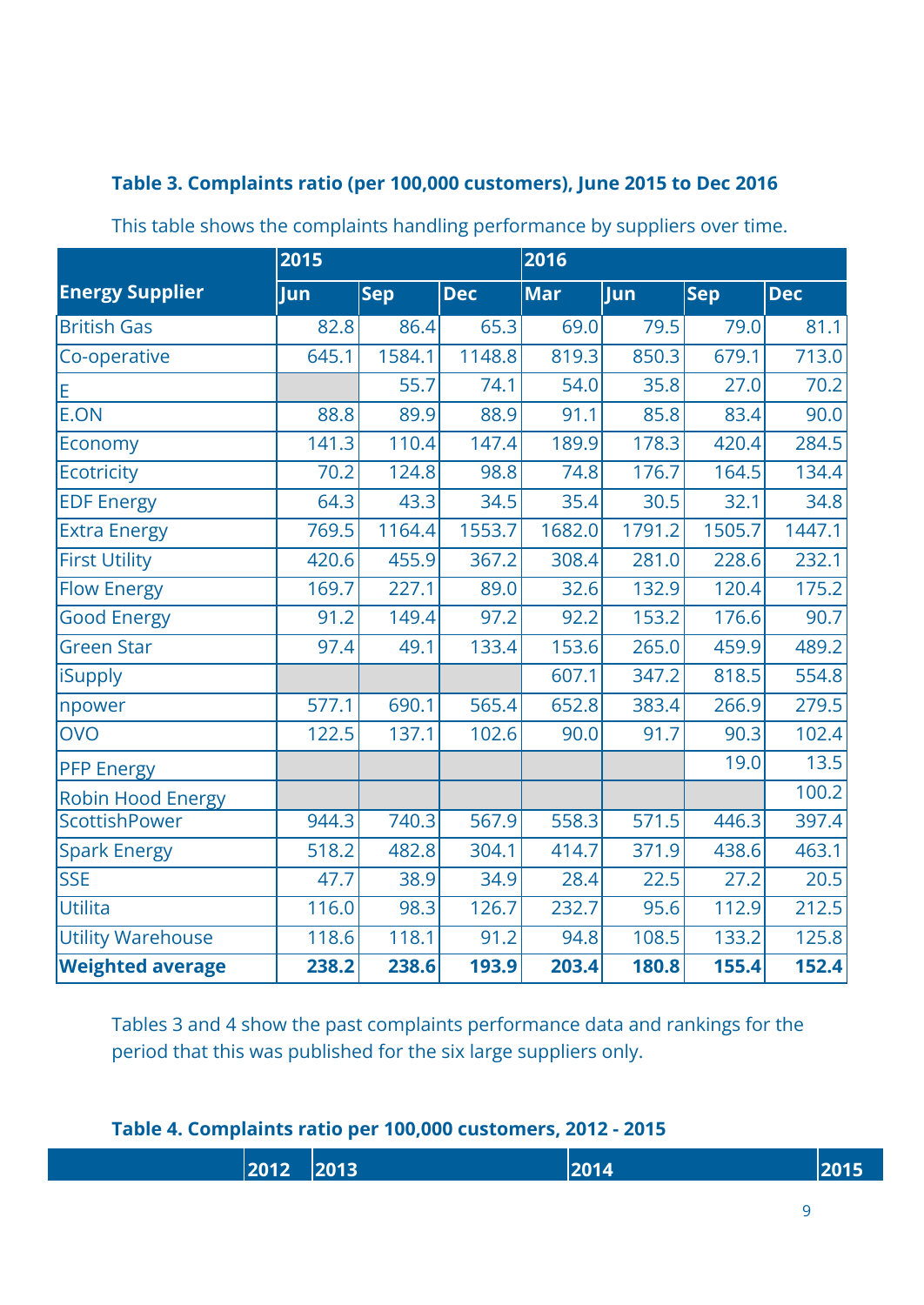**Table 3. Complaints ratio (per 100,000 customers), June 2015 to Dec 2016**

This table shows the complaints handling performance by suppliers over time.

| Energy Supplier | 2015 | | | 2016 | | | |
|---|---|---|---|---|---|---|---|
| | Jun | Sep | Dec | Mar | Jun | Sep | Dec |
| British Gas | 82.8 | 86.4 | 65.3 | 69.0 | 79.5 | 79.0 | 81.1 |
| Co-operative | 645.1 | 1584.1 | 1148.8 | 819.3 | 850.3 | 679.1 | 713.0 |
| E | | 55.7 | 74.1 | 54.0 | 35.8 | 27.0 | 70.2 |
| E.ON | 88.8 | 89.9 | 88.9 | 91.1 | 85.8 | 83.4 | 90.0 |
| Economy | 141.3 | 110.4 | 147.4 | 189.9 | 178.3 | 420.4 | 284.5 |
| Ecotricity | 70.2 | 124.8 | 98.8 | 74.8 | 176.7 | 164.5 | 134.4 |
| EDF Energy | 64.3 | 43.3 | 34.5 | 35.4 | 30.5 | 32.1 | 34.8 |
| Extra Energy | 769.5 | 1164.4 | 1553.7 | 1682.0 | 1791.2 | 1505.7 | 1447.1 |
| First Utility | 420.6 | 455.9 | 367.2 | 308.4 | 281.0 | 228.6 | 232.1 |
| Flow Energy | 169.7 | 227.1 | 89.0 | 32.6 | 132.9 | 120.4 | 175.2 |
| Good Energy | 91.2 | 149.4 | 97.2 | 92.2 | 153.2 | 176.6 | 90.7 |
| Green Star | 97.4 | 49.1 | 133.4 | 153.6 | 265.0 | 459.9 | 489.2 |
| iSupply | | | | 607.1 | 347.2 | 818.5 | 554.8 |
| npower | 577.1 | 690.1 | 565.4 | 652.8 | 383.4 | 266.9 | 279.5 |
| OVO | 122.5 | 137.1 | 102.6 | 90.0 | 91.7 | 90.3 | 102.4 |
| PFP Energy | | | | | | 19.0 | 13.5 |
| Robin Hood Energy | | | | | | | 100.2 |
| ScottishPower | 944.3 | 740.3 | 567.9 | 558.3 | 571.5 | 446.3 | 397.4 |
| Spark Energy | 518.2 | 482.8 | 304.1 | 414.7 | 371.9 | 438.6 | 463.1 |
| SSE | 47.7 | 38.9 | 34.9 | 28.4 | 22.5 | 27.2 | 20.5 |
| Utilita | 116.0 | 98.3 | 126.7 | 232.7 | 95.6 | 112.9 | 212.5 |
| Utility Warehouse | 118.6 | 118.1 | 91.2 | 94.8 | 108.5 | 133.2 | 125.8 |
| **Weighted average** | **238.2** | **238.6** | **193.9** | **203.4** | **180.8** | **155.4** | **152.4** |

Tables 3 and 4 show the past complaints performance data and rankings for the period that this was published for the six large suppliers only.

**Table 4. Complaints ratio per 100,000 customers, 2012 - 2015**

| | 2012 | 2013 | 2014 | 2015 |
|---|---|---|---|---|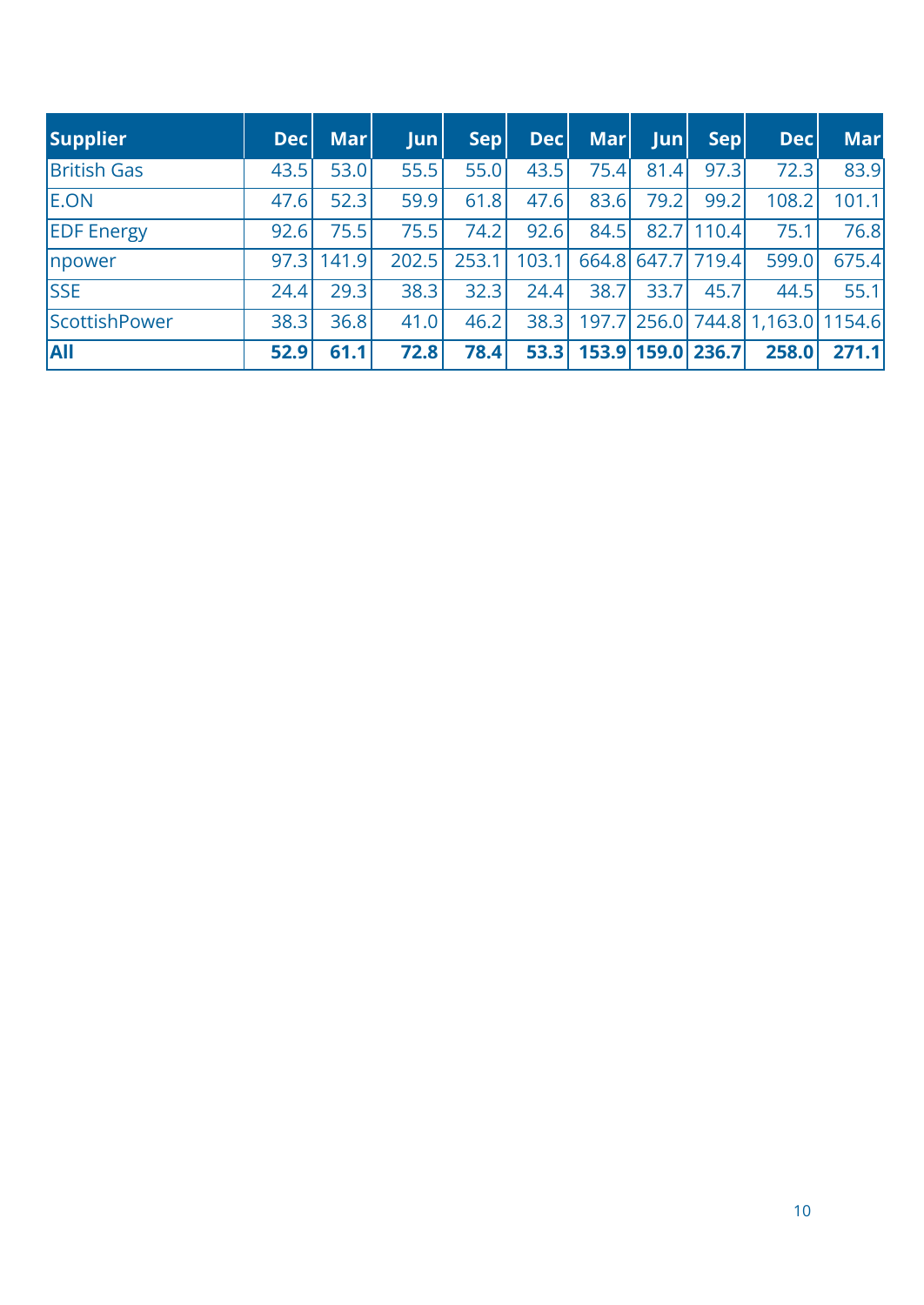| Supplier | Dec | Mar | Jun | Sep | Dec | Mar | Jun | Sep | Dec | Mar |
|---|---|---|---|---|---|---|---|---|---|---|
| British Gas | 43.5 | 53.0 | 55.5 | 55.0 | 43.5 | 75.4 | 81.4 | 97.3 | 72.3 | 83.9 |
| E.ON | 47.6 | 52.3 | 59.9 | 61.8 | 47.6 | 83.6 | 79.2 | 99.2 | 108.2 | 101.1 |
| EDF Energy | 92.6 | 75.5 | 75.5 | 74.2 | 92.6 | 84.5 | 82.7 | 110.4 | 75.1 | 76.8 |
| npower | 97.3 | 141.9 | 202.5 | 253.1 | 103.1 | 664.8 | 647.7 | 719.4 | 599.0 | 675.4 |
| SSE | 24.4 | 29.3 | 38.3 | 32.3 | 24.4 | 38.7 | 33.7 | 45.7 | 44.5 | 55.1 |
| ScottishPower | 38.3 | 36.8 | 41.0 | 46.2 | 38.3 | 197.7 | 256.0 | 744.8 | 1,163.0 | 1154.6 |
| **All** | **52.9** | **61.1** | **72.8** | **78.4** | **53.3** | **153.9** | **159.0** | **236.7** | **258.0** | **271.1** |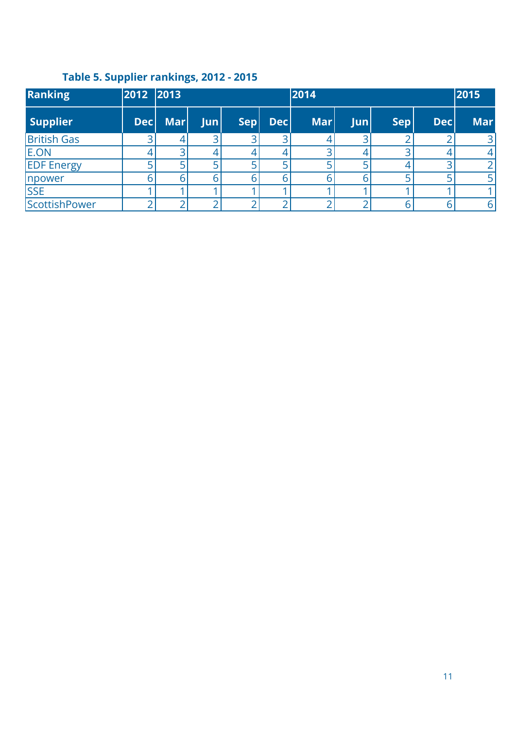**Table 5. Supplier rankings, 2012 - 2015**

| Ranking | 2012 | 2013 | | | | 2014 | | | | 2015 |
|---|---|---|---|---|---|---|---|---|---|---|
| **Supplier** | **Dec** | **Mar** | **Jun** | **Sep** | **Dec** | **Mar** | **Jun** | **Sep** | **Dec** | **Mar** |
| British Gas | 3 | 4 | 3 | 3 | 3 | 4 | 3 | 2 | 2 | 3 |
| E.ON | 4 | 3 | 4 | 4 | 4 | 3 | 4 | 3 | 4 | 4 |
| EDF Energy | 5 | 5 | 5 | 5 | 5 | 5 | 5 | 4 | 3 | 2 |
| npower | 6 | 6 | 6 | 6 | 6 | 6 | 6 | 5 | 5 | 5 |
| SSE | 1 | 1 | 1 | 1 | 1 | 1 | 1 | 1 | 1 | 1 |
| ScottishPower | 2 | 2 | 2 | 2 | 2 | 2 | 2 | 6 | 6 | 6 |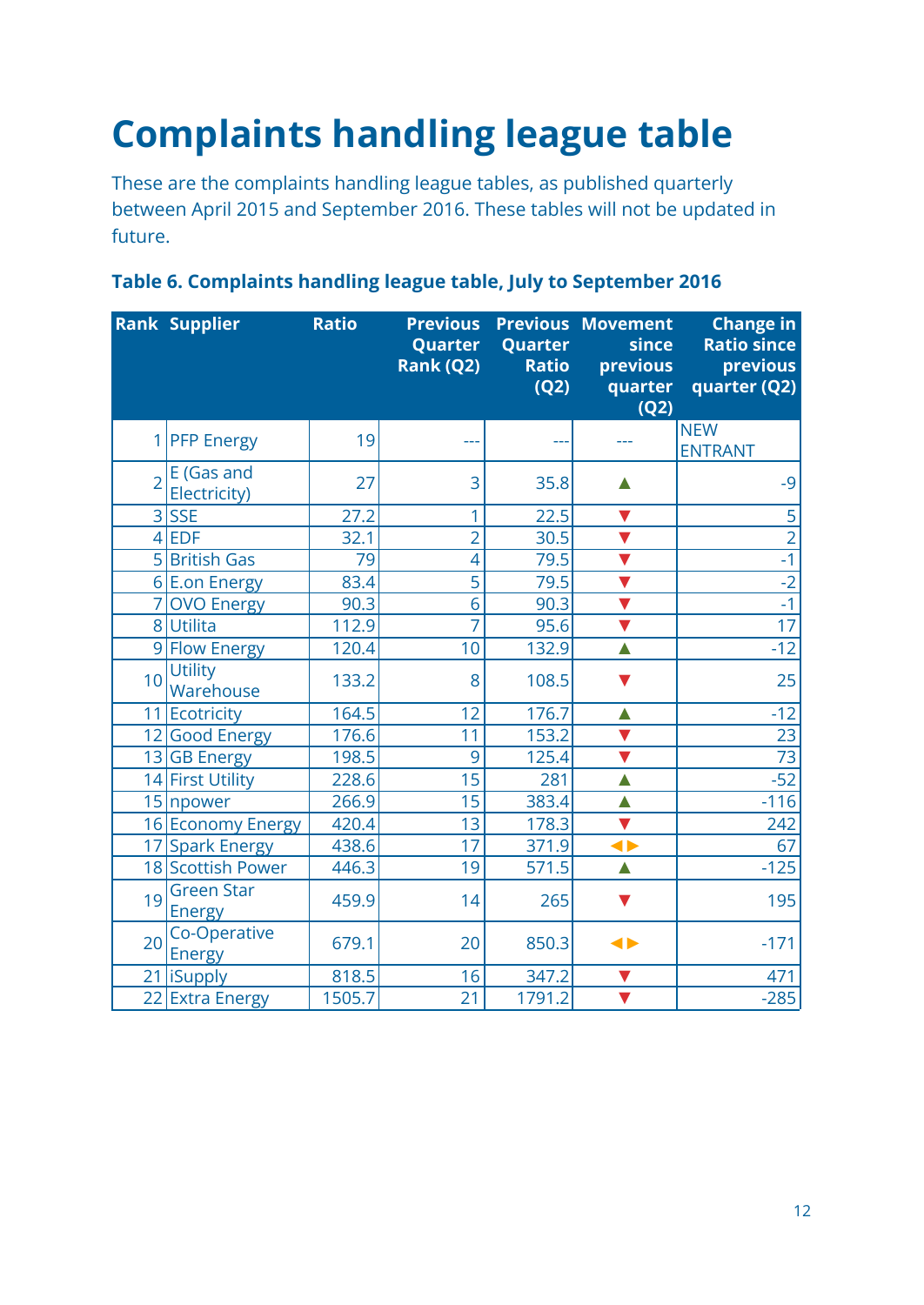# Complaints handling league table

These are the complaints handling league tables, as published quarterly between April 2015 and September 2016. These tables will not be updated in future.

### Table 6. Complaints handling league table, July to September 2016

| Rank | Supplier | Ratio | Previous Quarter Rank (Q2) | Previous Quarter Ratio (Q2) | Movement since previous quarter (Q2) | Change in Ratio since previous quarter (Q2) |
|---|---|---|---|---|---|---|
| 1 | PFP Energy | 19 | --- | --- | --- | NEW ENTRANT |
| 2 | E (Gas and Electricity) | 27 | 3 | 35.8 | ▲ | -9 |
| 3 | SSE | 27.2 | 1 | 22.5 | ▼ | 5 |
| 4 | EDF | 32.1 | 2 | 30.5 | ▼ | 2 |
| 5 | British Gas | 79 | 4 | 79.5 | ▼ | -1 |
| 6 | E.on Energy | 83.4 | 5 | 79.5 | ▼ | -2 |
| 7 | OVO Energy | 90.3 | 6 | 90.3 | ▼ | -1 |
| 8 | Utilita | 112.9 | 7 | 95.6 | ▼ | 17 |
| 9 | Flow Energy | 120.4 | 10 | 132.9 | ▲ | -12 |
| 10 | Utility Warehouse | 133.2 | 8 | 108.5 | ▼ | 25 |
| 11 | Ecotricity | 164.5 | 12 | 176.7 | ▲ | -12 |
| 12 | Good Energy | 176.6 | 11 | 153.2 | ▼ | 23 |
| 13 | GB Energy | 198.5 | 9 | 125.4 | ▼ | 73 |
| 14 | First Utility | 228.6 | 15 | 281 | ▲ | -52 |
| 15 | npower | 266.9 | 15 | 383.4 | ▲ | -116 |
| 16 | Economy Energy | 420.4 | 13 | 178.3 | ▼ | 242 |
| 17 | Spark Energy | 438.6 | 17 | 371.9 | ◀▶ | 67 |
| 18 | Scottish Power | 446.3 | 19 | 571.5 | ▲ | -125 |
| 19 | Green Star Energy | 459.9 | 14 | 265 | ▼ | 195 |
| 20 | Co-Operative Energy | 679.1 | 20 | 850.3 | ◀▶ | -171 |
| 21 | iSupply | 818.5 | 16 | 347.2 | ▼ | 471 |
| 22 | Extra Energy | 1505.7 | 21 | 1791.2 | ▼ | -285 |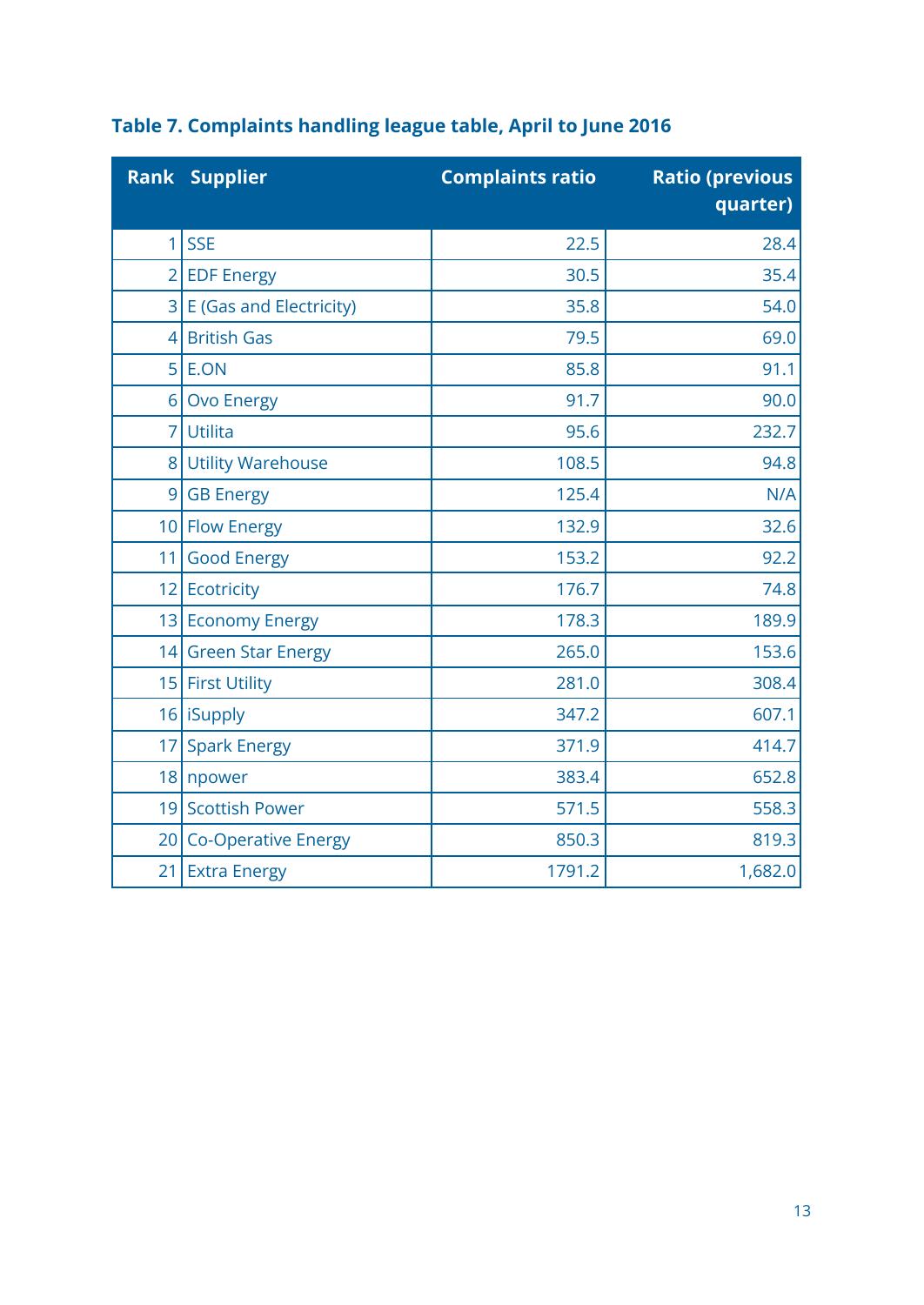### Table 7. Complaints handling league table, April to June 2016

| Rank | Supplier | Complaints ratio | Ratio (previous quarter) |
|---|---|---|---|
| 1 | SSE | 22.5 | 28.4 |
| 2 | EDF Energy | 30.5 | 35.4 |
| 3 | E (Gas and Electricity) | 35.8 | 54.0 |
| 4 | British Gas | 79.5 | 69.0 |
| 5 | E.ON | 85.8 | 91.1 |
| 6 | Ovo Energy | 91.7 | 90.0 |
| 7 | Utilita | 95.6 | 232.7 |
| 8 | Utility Warehouse | 108.5 | 94.8 |
| 9 | GB Energy | 125.4 | N/A |
| 10 | Flow Energy | 132.9 | 32.6 |
| 11 | Good Energy | 153.2 | 92.2 |
| 12 | Ecotricity | 176.7 | 74.8 |
| 13 | Economy Energy | 178.3 | 189.9 |
| 14 | Green Star Energy | 265.0 | 153.6 |
| 15 | First Utility | 281.0 | 308.4 |
| 16 | iSupply | 347.2 | 607.1 |
| 17 | Spark Energy | 371.9 | 414.7 |
| 18 | npower | 383.4 | 652.8 |
| 19 | Scottish Power | 571.5 | 558.3 |
| 20 | Co-Operative Energy | 850.3 | 819.3 |
| 21 | Extra Energy | 1791.2 | 1,682.0 |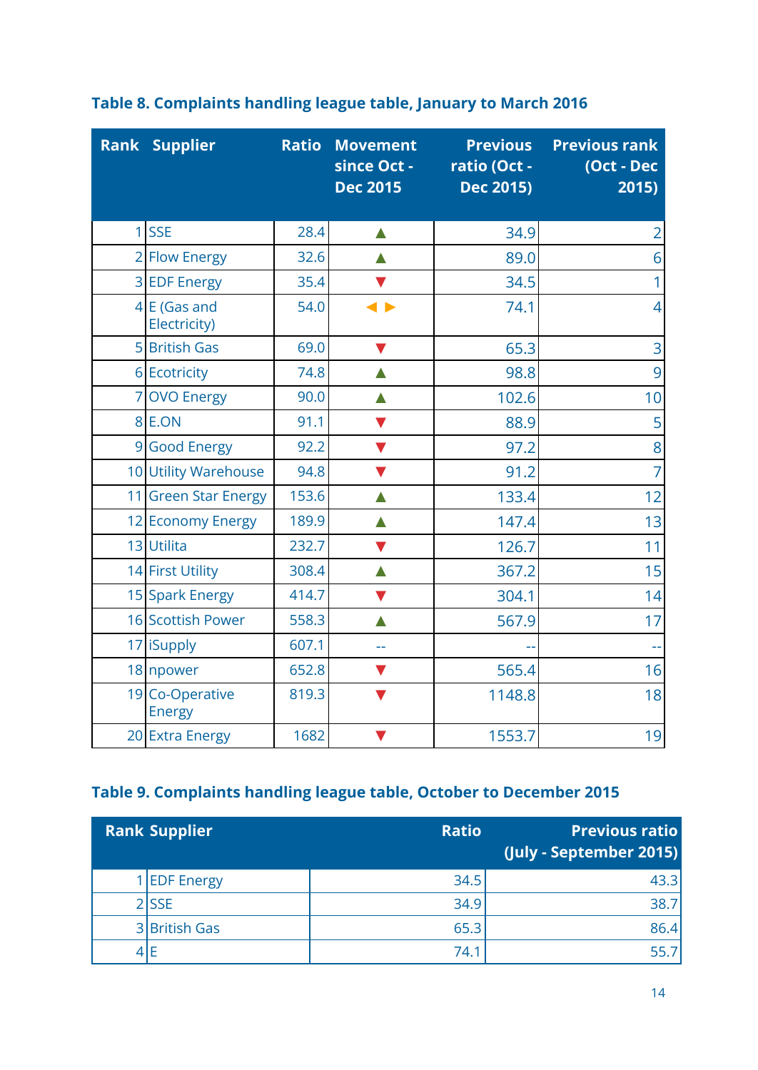### Table 8. Complaints handling league table, January to March 2016

| Rank | Supplier | Ratio | Movement since Oct - Dec 2015 | Previous ratio (Oct - Dec 2015) | Previous rank (Oct - Dec 2015) |
|---|---|---|---|---|---|
| 1 | SSE | 28.4 | ▲ | 34.9 | 2 |
| 2 | Flow Energy | 32.6 | ▲ | 89.0 | 6 |
| 3 | EDF Energy | 35.4 | ▼ | 34.5 | 1 |
| 4 | E (Gas and Electricity) | 54.0 | ◄ ► | 74.1 | 4 |
| 5 | British Gas | 69.0 | ▼ | 65.3 | 3 |
| 6 | Ecotricity | 74.8 | ▲ | 98.8 | 9 |
| 7 | OVO Energy | 90.0 | ▲ | 102.6 | 10 |
| 8 | E.ON | 91.1 | ▼ | 88.9 | 5 |
| 9 | Good Energy | 92.2 | ▼ | 97.2 | 8 |
| 10 | Utility Warehouse | 94.8 | ▼ | 91.2 | 7 |
| 11 | Green Star Energy | 153.6 | ▲ | 133.4 | 12 |
| 12 | Economy Energy | 189.9 | ▲ | 147.4 | 13 |
| 13 | Utilita | 232.7 | ▼ | 126.7 | 11 |
| 14 | First Utility | 308.4 | ▲ | 367.2 | 15 |
| 15 | Spark Energy | 414.7 | ▼ | 304.1 | 14 |
| 16 | Scottish Power | 558.3 | ▲ | 567.9 | 17 |
| 17 | iSupply | 607.1 | -- | -- | -- |
| 18 | npower | 652.8 | ▼ | 565.4 | 16 |
| 19 | Co-Operative Energy | 819.3 | ▼ | 1148.8 | 18 |
| 20 | Extra Energy | 1682 | ▼ | 1553.7 | 19 |

### Table 9. Complaints handling league table, October to December 2015

| Rank | Supplier | Ratio | Previous ratio (July - September 2015) |
|---|---|---|---|
| 1 | EDF Energy | 34.5 | 43.3 |
| 2 | SSE | 34.9 | 38.7 |
| 3 | British Gas | 65.3 | 86.4 |
| 4 | E | 74.1 | 55.7 |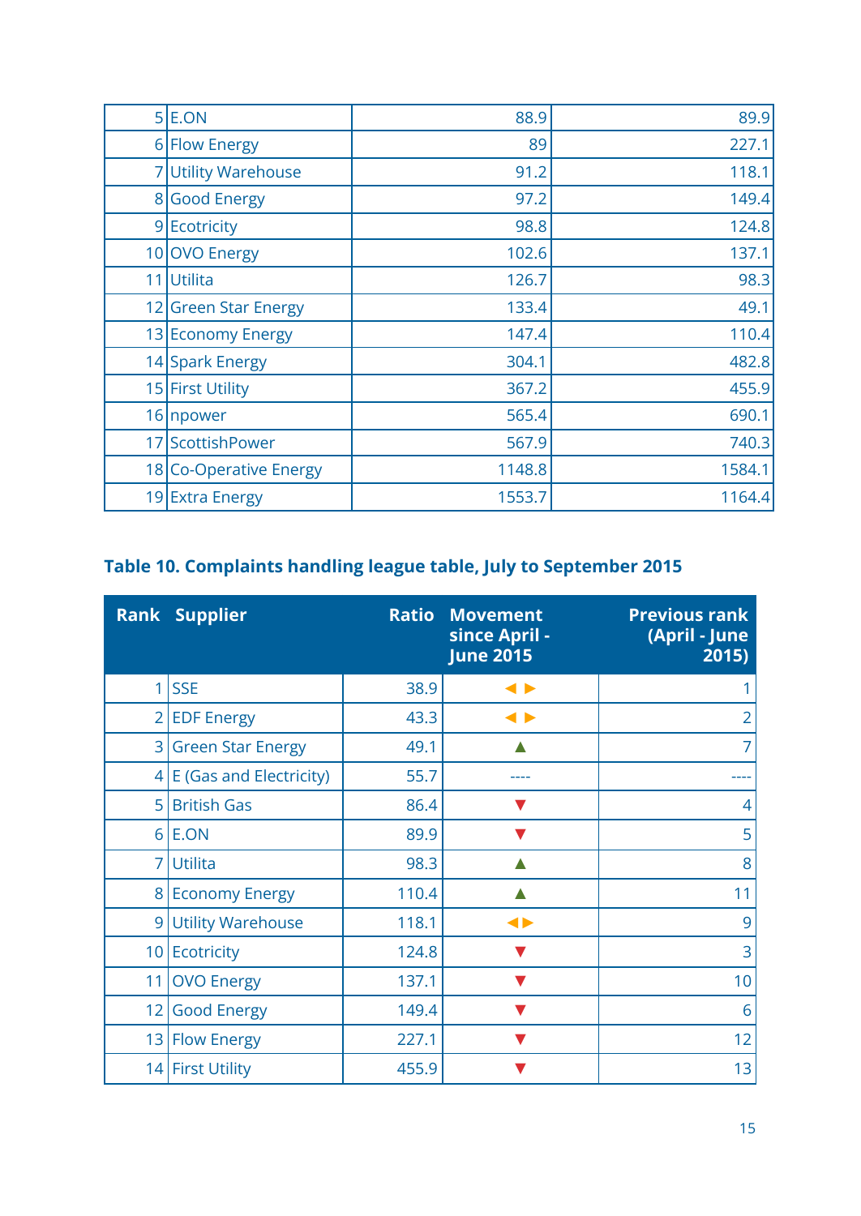| | | | |
|---|---|---|---|
| 5 | E.ON | 88.9 | 89.9 |
| 6 | Flow Energy | 89 | 227.1 |
| 7 | Utility Warehouse | 91.2 | 118.1 |
| 8 | Good Energy | 97.2 | 149.4 |
| 9 | Ecotricity | 98.8 | 124.8 |
| 10 | OVO Energy | 102.6 | 137.1 |
| 11 | Utilita | 126.7 | 98.3 |
| 12 | Green Star Energy | 133.4 | 49.1 |
| 13 | Economy Energy | 147.4 | 110.4 |
| 14 | Spark Energy | 304.1 | 482.8 |
| 15 | First Utility | 367.2 | 455.9 |
| 16 | npower | 565.4 | 690.1 |
| 17 | ScottishPower | 567.9 | 740.3 |
| 18 | Co-Operative Energy | 1148.8 | 1584.1 |
| 19 | Extra Energy | 1553.7 | 1164.4 |

### Table 10. Complaints handling league table, July to September 2015

| Rank | Supplier | Ratio | Movement since April - June 2015 | Previous rank (April - June 2015) |
|---|---|---|---|---|
| 1 | SSE | 38.9 | ◀ ▶ | 1 |
| 2 | EDF Energy | 43.3 | ◀ ▶ | 2 |
| 3 | Green Star Energy | 49.1 | ▲ | 7 |
| 4 | E (Gas and Electricity) | 55.7 | ---- | ---- |
| 5 | British Gas | 86.4 | ▼ | 4 |
| 6 | E.ON | 89.9 | ▼ | 5 |
| 7 | Utilita | 98.3 | ▲ | 8 |
| 8 | Economy Energy | 110.4 | ▲ | 11 |
| 9 | Utility Warehouse | 118.1 | ◀ ▶ | 9 |
| 10 | Ecotricity | 124.8 | ▼ | 3 |
| 11 | OVO Energy | 137.1 | ▼ | 10 |
| 12 | Good Energy | 149.4 | ▼ | 6 |
| 13 | Flow Energy | 227.1 | ▼ | 12 |
| 14 | First Utility | 455.9 | ▼ | 13 |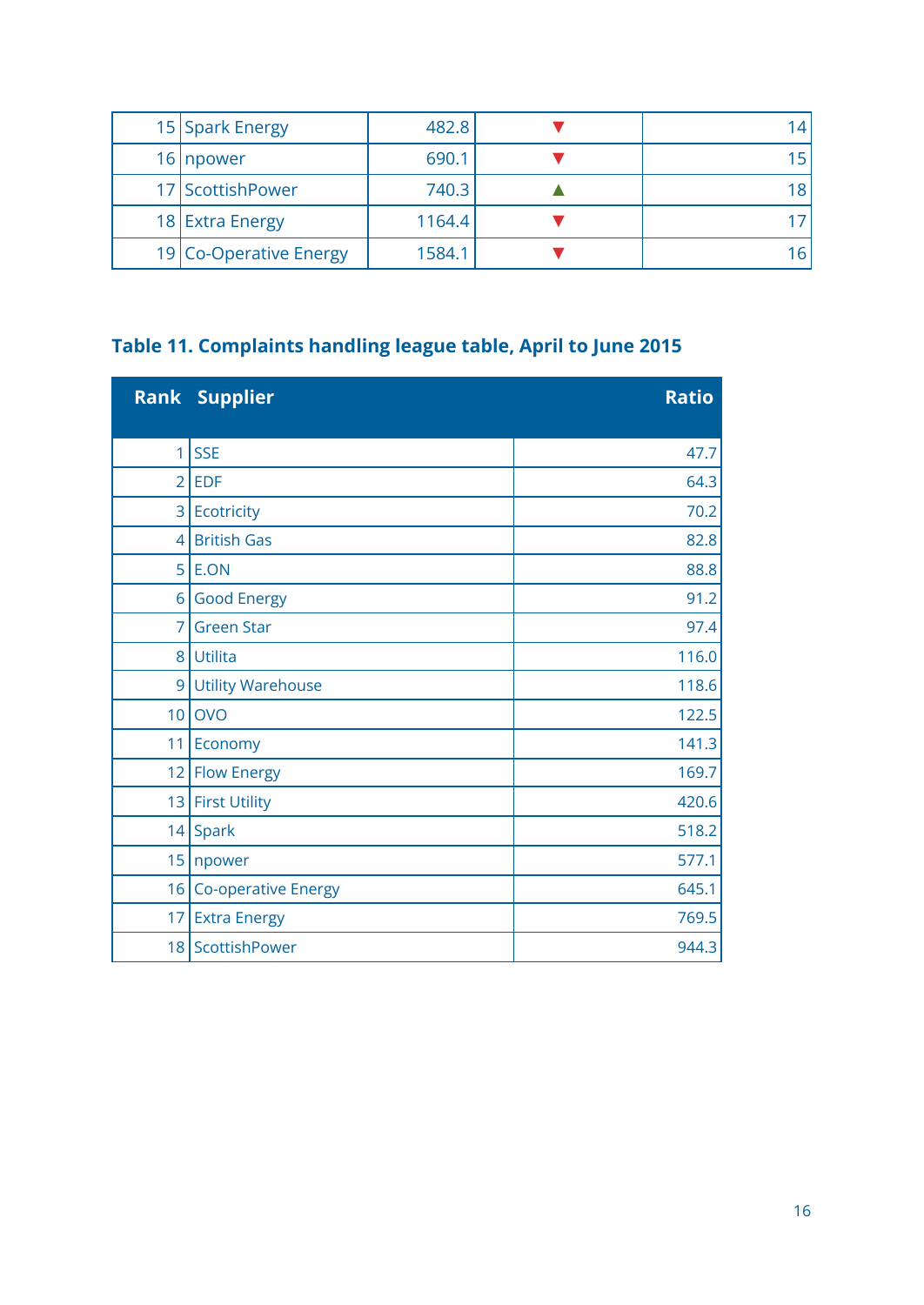| | | | | |
|---|---|---|---|---|
| 15 | Spark Energy | 482.8 | ▼ | 14 |
| 16 | npower | 690.1 | ▼ | 15 |
| 17 | ScottishPower | 740.3 | ▲ | 18 |
| 18 | Extra Energy | 1164.4 | ▼ | 17 |
| 19 | Co-Operative Energy | 1584.1 | ▼ | 16 |

### Table 11. Complaints handling league table, April to June 2015

| Rank | Supplier | Ratio |
|---|---|---|
| 1 | SSE | 47.7 |
| 2 | EDF | 64.3 |
| 3 | Ecotricity | 70.2 |
| 4 | British Gas | 82.8 |
| 5 | E.ON | 88.8 |
| 6 | Good Energy | 91.2 |
| 7 | Green Star | 97.4 |
| 8 | Utilita | 116.0 |
| 9 | Utility Warehouse | 118.6 |
| 10 | OVO | 122.5 |
| 11 | Economy | 141.3 |
| 12 | Flow Energy | 169.7 |
| 13 | First Utility | 420.6 |
| 14 | Spark | 518.2 |
| 15 | npower | 577.1 |
| 16 | Co-operative Energy | 645.1 |
| 17 | Extra Energy | 769.5 |
| 18 | ScottishPower | 944.3 |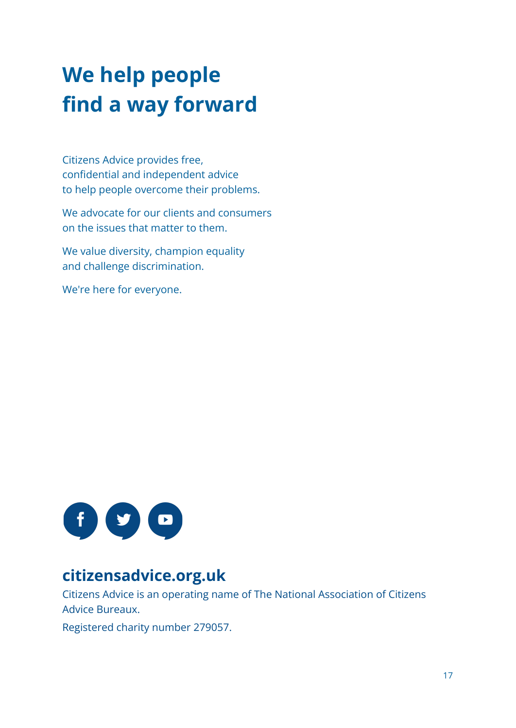# We help people find a way forward

Citizens Advice provides free, confidential and independent advice to help people overcome their problems.

We advocate for our clients and consumers on the issues that matter to them.

We value diversity, champion equality and challenge discrimination.

We're here for everyone.

**citizensadvice.org.uk**

Citizens Advice is an operating name of The National Association of Citizens Advice Bureaux.

Registered charity number 279057.